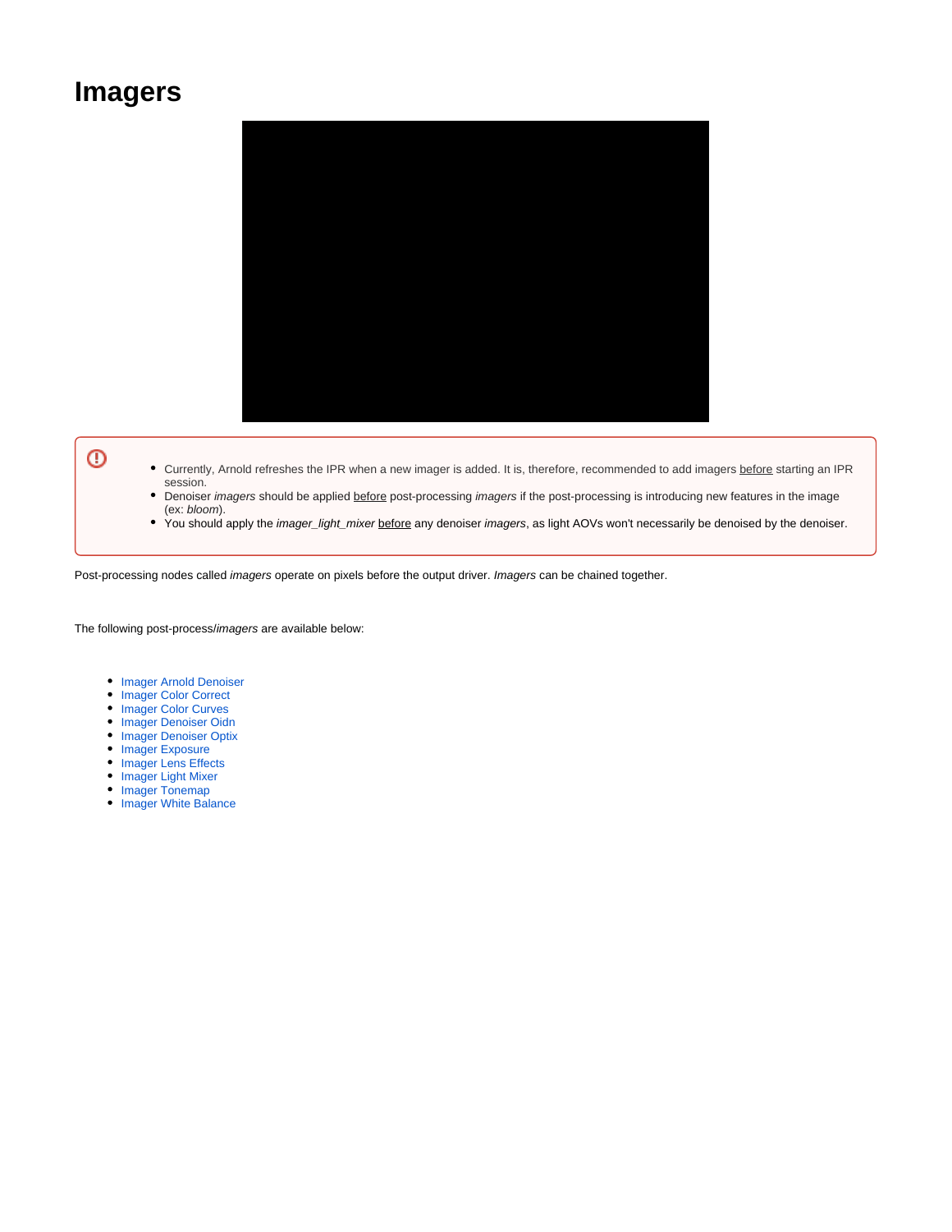# Imagers

- Currently, Arnold refreshes the IPR when a new imager is added. It is, therefore, recommended to add imagers before starting an IPR session.
- Denoiser *imagers* should be applied before post-processing *imagers* if the post-processing is introducing new features in the image (ex: *bloom*).
- You should apply the *imager_light_mixer* before any denoiser *imagers*, as light AOVs won't necessarily be denoised by the denoiser.

Post-processing nodes called *imagers* operate on pixels before the output driver. *Imagers* can be chained together.

The following post-process/*imagers* are available below:

- Imager Arnold Denoiser
- Imager Color Correct
- Imager Color Curves
- Imager Denoiser Oidn
- Imager Denoiser Optix
- Imager Exposure
- Imager Lens Effects
- Imager Light Mixer
- Imager Tonemap
- Imager White Balance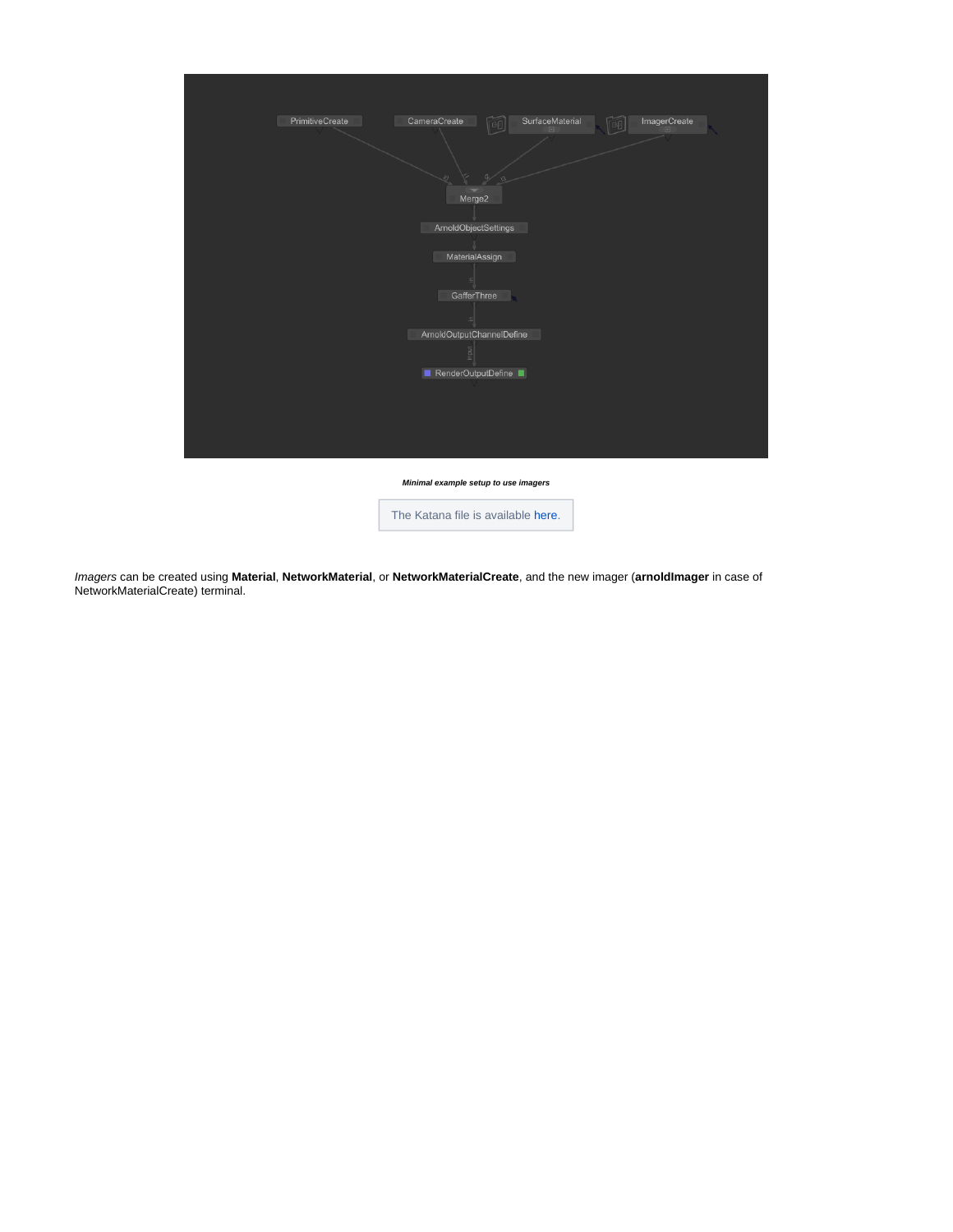*Minimal example setup to use imagers*

The Katana file is available here.

*Imagers* can be created using **Material**, **NetworkMaterial**, or **NetworkMaterialCreate**, and the new imager (**arnoldImager** in case of NetworkMaterialCreate) terminal.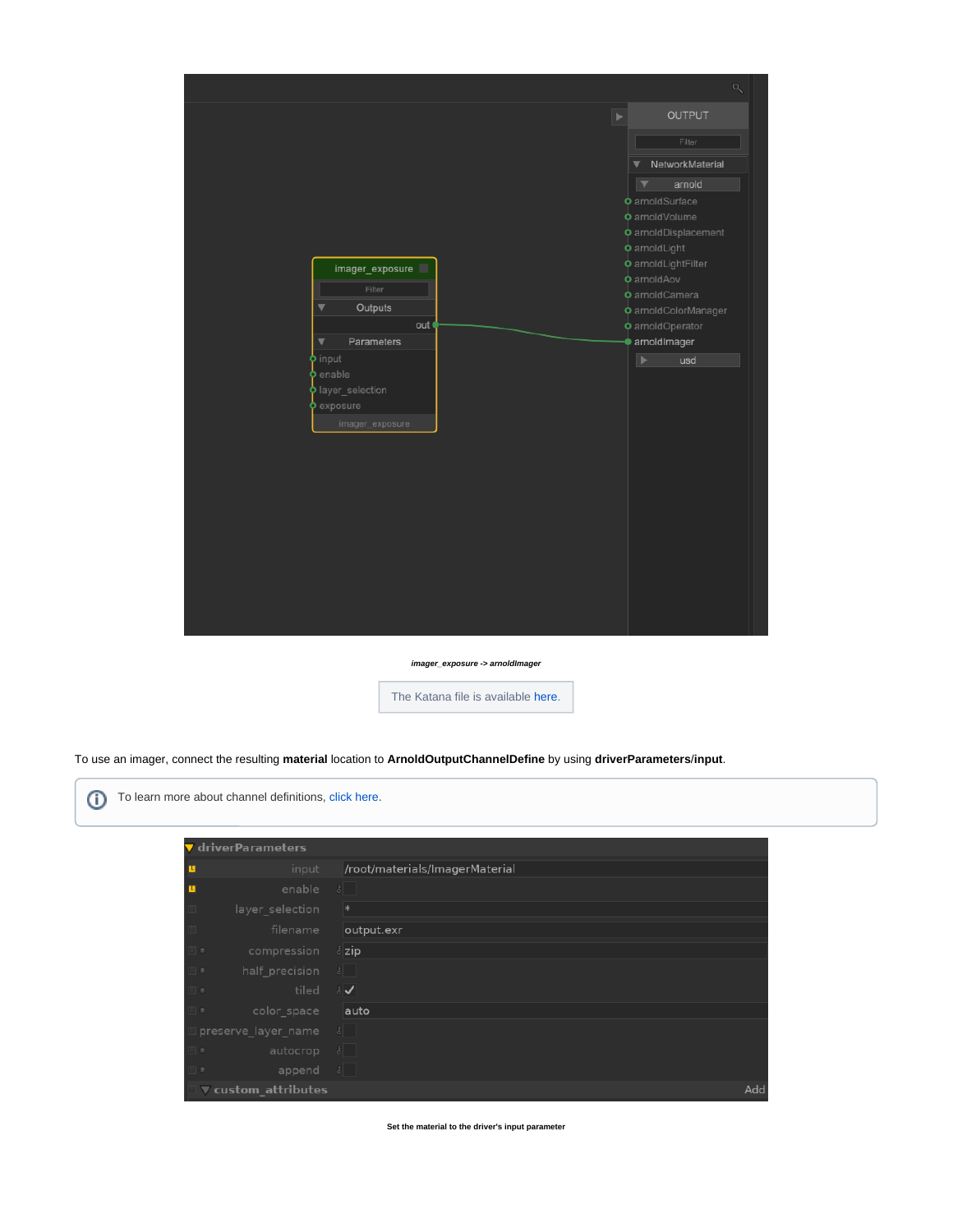*imager_exposure -> arnoldImager*

The Katana file is available here.

To use an imager, connect the resulting **material** location to **ArnoldOutputChannelDefine** by using **driverParameters/input**.

To learn more about channel definitions, click here.

**Set the material to the driver's input parameter**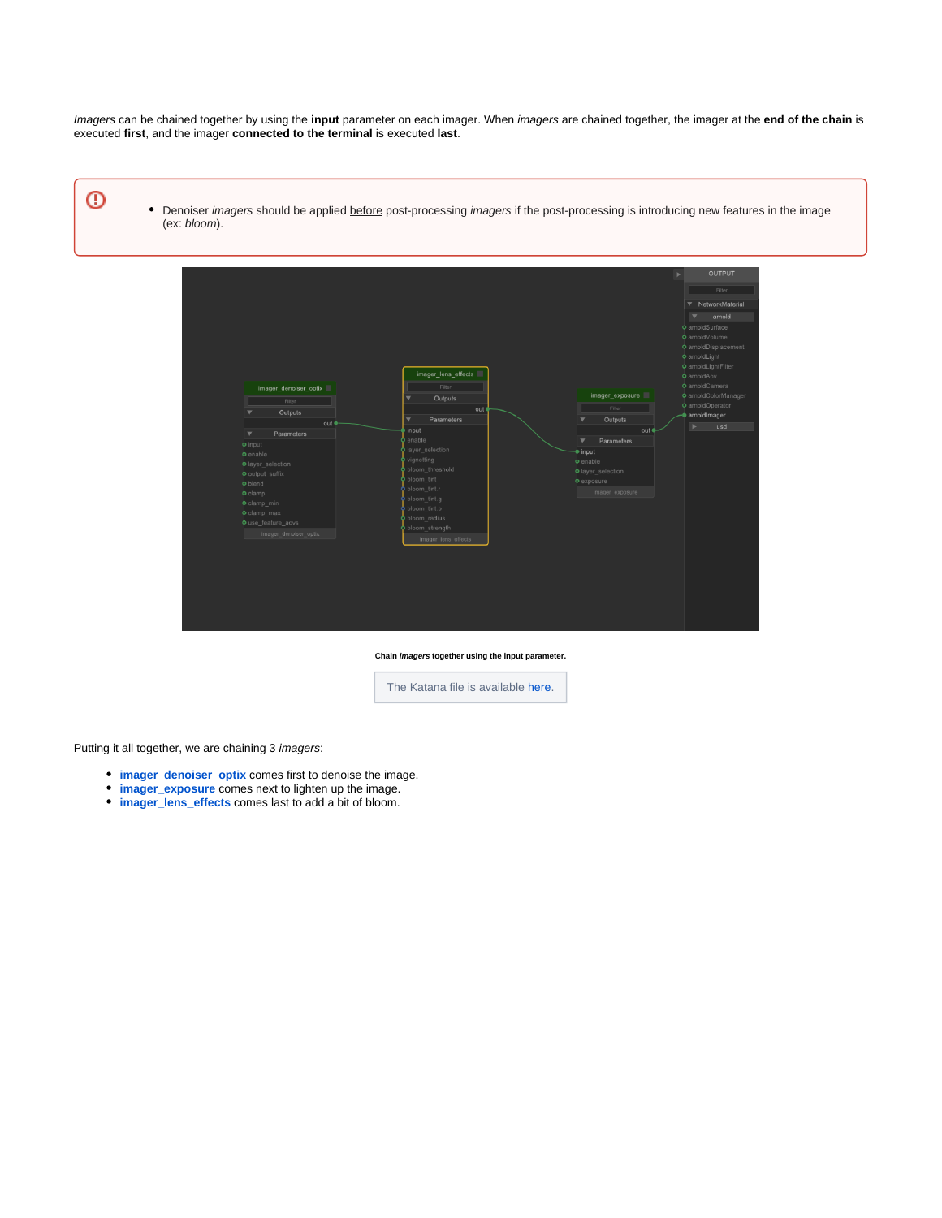*Imagers* can be chained together by using the **input** parameter on each imager. When *imagers* are chained together, the imager at the **end of the chain** is executed **first**, and the imager **connected to the terminal** is executed **last**.

- Denoiser *imagers* should be applied before post-processing *imagers* if the post-processing is introducing new features in the image (ex: *bloom*).

**Chain *imagers* together using the input parameter.**

The Katana file is available here.

Putting it all together, we are chaining 3 *imagers*:

- **imager_denoiser_optix** comes first to denoise the image.
- **imager_exposure** comes next to lighten up the image.
- **imager_lens_effects** comes last to add a bit of bloom.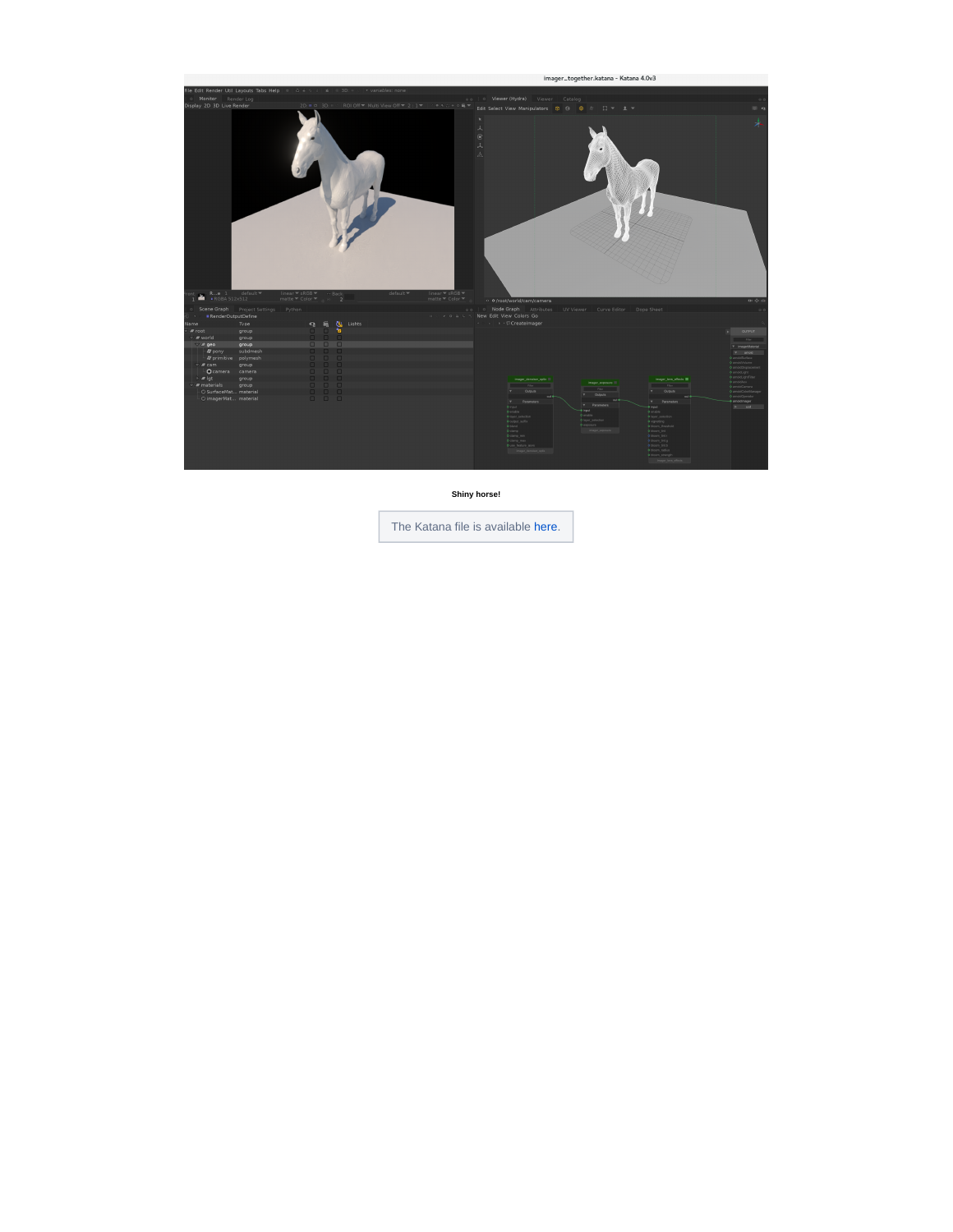**Shiny horse!**

The Katana file is available here.